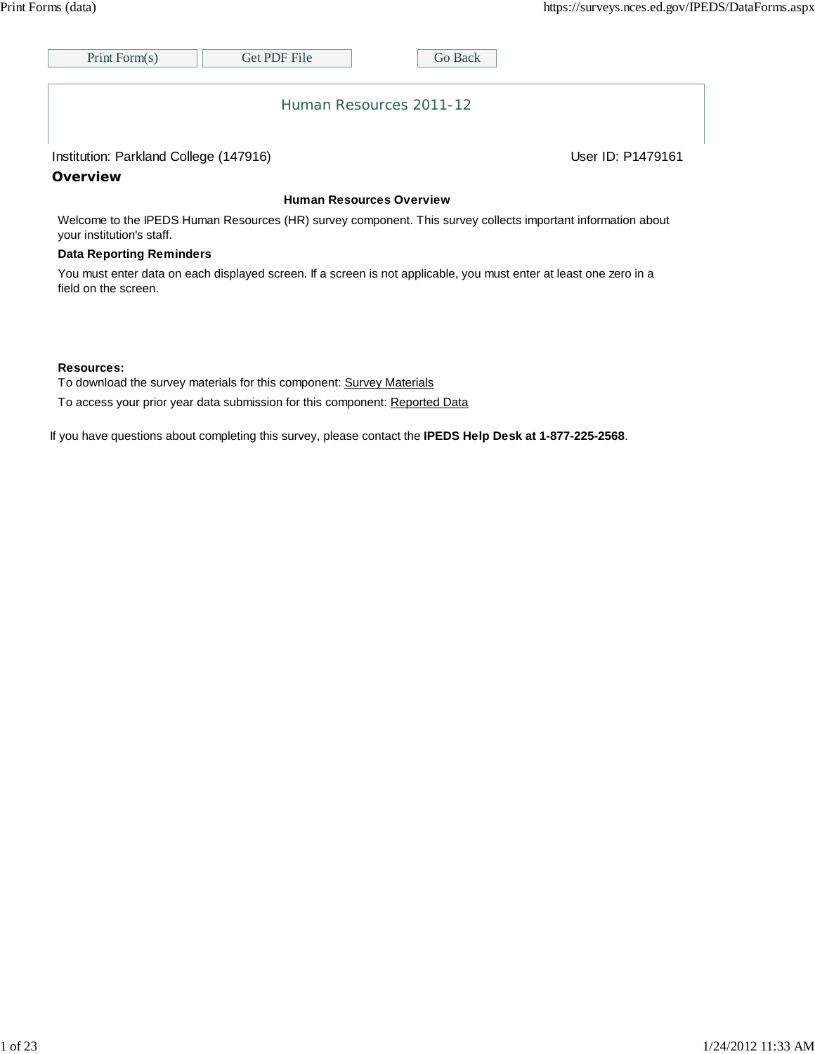# Human Resources 2011-12

Institution: Parkland College (147916)

User ID: P1479161

## Overview

### Human Resources Overview

Welcome to the IPEDS Human Resources (HR) survey component. This survey collects important information about your institution's staff.

**Data Reporting Reminders**

You must enter data on each displayed screen. If a screen is not applicable, you must enter at least one zero in a field on the screen.

**Resources:**

To download the survey materials for this component: Survey Materials

To access your prior year data submission for this component: Reported Data

If you have questions about completing this survey, please contact the **IPEDS Help Desk at 1-877-225-2568**.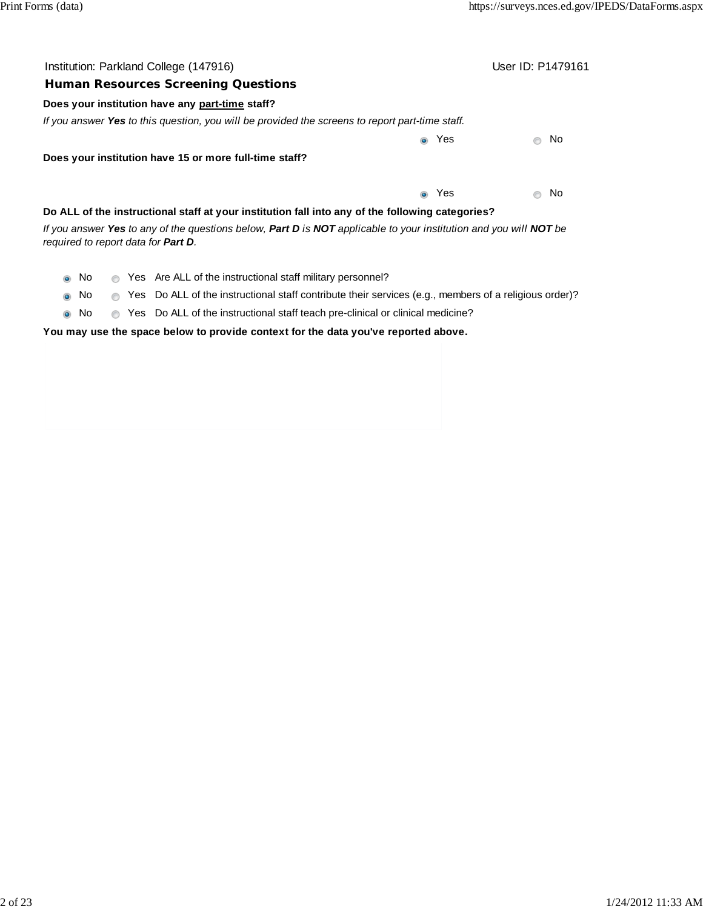Institution: Parkland College (147916) User ID: P1479161

## Human Resources Screening Questions

**Does your institution have any part-time staff?**

*If you answer **Yes** to this question, you will be provided the screens to report part-time staff.*

(●) Yes ( ) No

**Does your institution have 15 or more full-time staff?**

(●) Yes ( ) No

**Do ALL of the instructional staff at your institution fall into any of the following categories?**

*If you answer **Yes** to any of the questions below, **Part D** is **NOT** applicable to your institution and you will **NOT** be required to report data for **Part D**.*

(●) No ( ) Yes Are ALL of the instructional staff military personnel?

(●) No ( ) Yes Do ALL of the instructional staff contribute their services (e.g., members of a religious order)?

(●) No ( ) Yes Do ALL of the instructional staff teach pre-clinical or clinical medicine?

**You may use the space below to provide context for the data you've reported above.**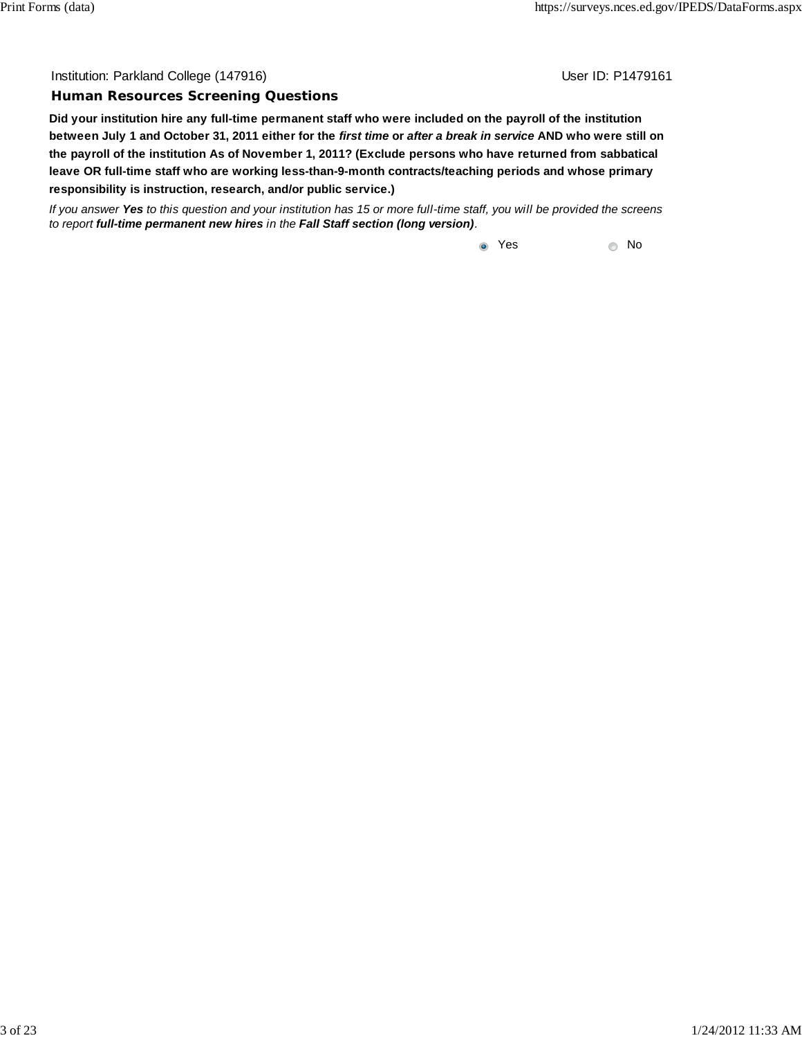Institution: Parkland College (147916) User ID: P1479161

## Human Resources Screening Questions

**Did your institution hire any full-time permanent staff who were included on the payroll of the institution between July 1 and October 31, 2011 either for the *first time* or *after a break in service* AND who were still on the payroll of the institution As of November 1, 2011? (Exclude persons who have returned from sabbatical leave OR full-time staff who are working less-than-9-month contracts/teaching periods and whose primary responsibility is instruction, research, and/or public service.)**

*If you answer **Yes** to this question and your institution has 15 or more full-time staff, you will be provided the screens to report **full-time permanent new hires** in the **Fall Staff section (long version)**.*

(•) Yes ( ) No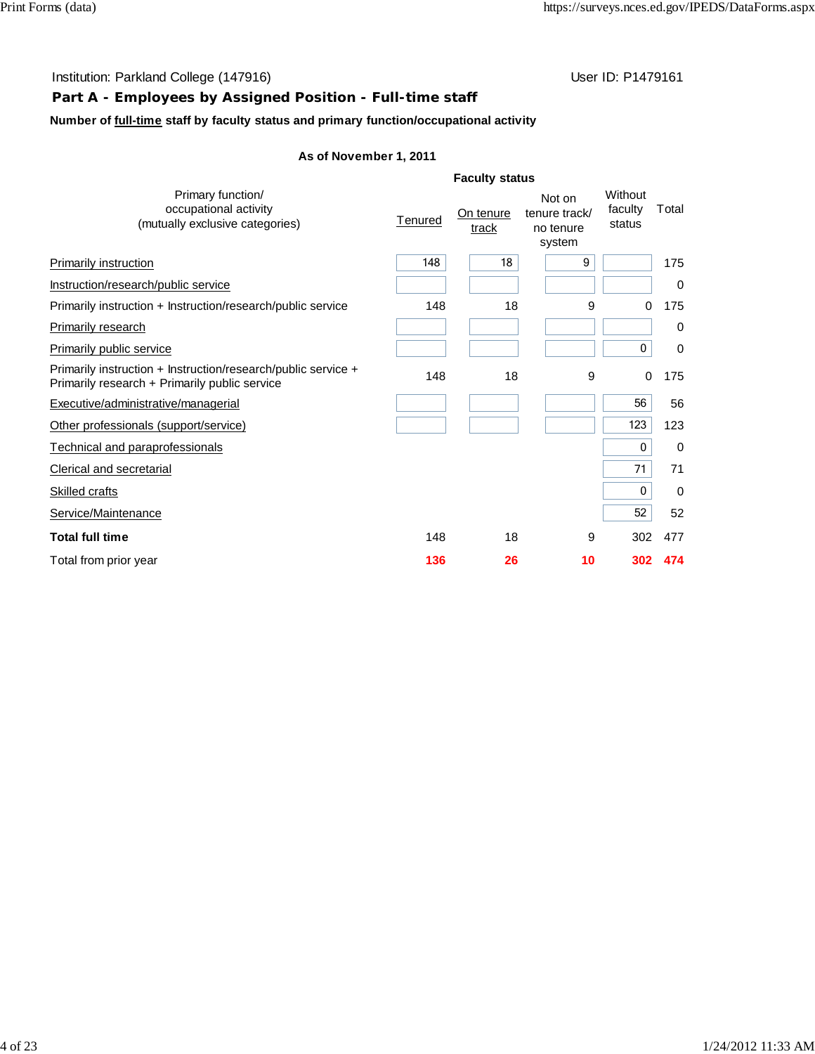Institution: Parkland College (147916)

User ID: P1479161

## Part A - Employees by Assigned Position - Full-time staff

**Number of full-time staff by faculty status and primary function/occupational activity**

**As of November 1, 2011**

| Primary function/ occupational activity (mutually exclusive categories) | Faculty status | | | | |
|---|---|---|---|---|---|
| | Tenured | On tenure track | Not on tenure track/ no tenure system | Without faculty status | Total |
| Primarily instruction | 148 | 18 | 9 | | 175 |
| Instruction/research/public service | | | | | 0 |
| Primarily instruction + Instruction/research/public service | 148 | 18 | 9 | 0 | 175 |
| Primarily research | | | | | 0 |
| Primarily public service | | | | 0 | 0 |
| Primarily instruction + Instruction/research/public service + Primarily research + Primarily public service | 148 | 18 | 9 | 0 | 175 |
| Executive/administrative/managerial | | | | 56 | 56 |
| Other professionals (support/service) | | | | 123 | 123 |
| Technical and paraprofessionals | | | | 0 | 0 |
| Clerical and secretarial | | | | 71 | 71 |
| Skilled crafts | | | | 0 | 0 |
| Service/Maintenance | | | | 52 | 52 |
| **Total full time** | 148 | 18 | 9 | 302 | 477 |
| Total from prior year | **136** | **26** | **10** | **302** | **474** |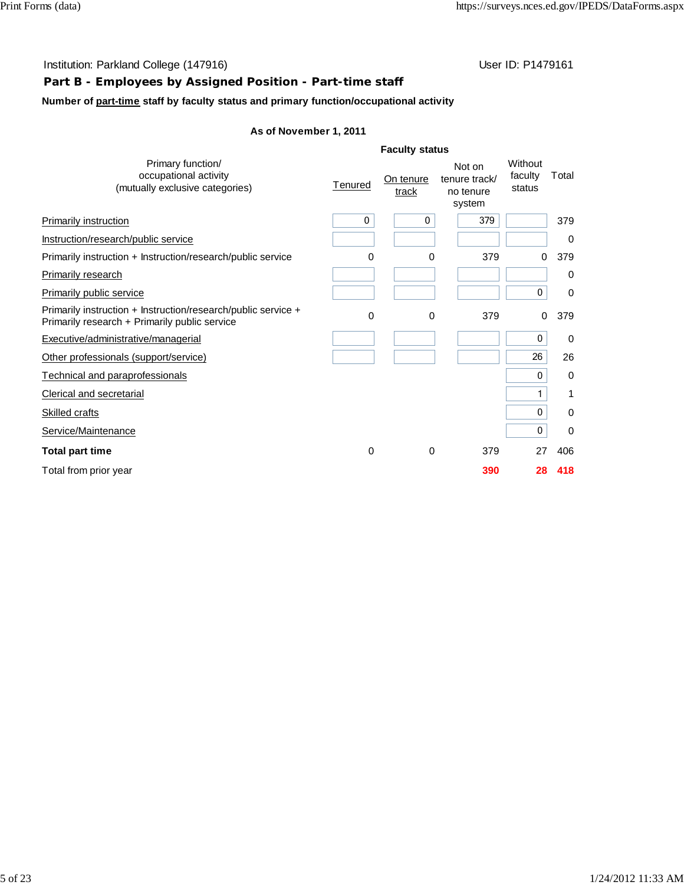Institution: Parkland College (147916)

User ID: P1479161

## Part B - Employees by Assigned Position - Part-time staff

**Number of part-time staff by faculty status and primary function/occupational activity**

**As of November 1, 2011**

| Primary function/ occupational activity (mutually exclusive categories) | Faculty status | | | | |
|---|---|---|---|---|---|
| | Tenured | On tenure track | Not on tenure track/ no tenure system | Without faculty status | Total |
| Primarily instruction | 0 | 0 | 379 | | 379 |
| Instruction/research/public service | | | | | 0 |
| Primarily instruction + Instruction/research/public service | 0 | 0 | 379 | 0 | 379 |
| Primarily research | | | | | 0 |
| Primarily public service | | | | 0 | 0 |
| Primarily instruction + Instruction/research/public service + Primarily research + Primarily public service | 0 | 0 | 379 | 0 | 379 |
| Executive/administrative/managerial | | | | 0 | 0 |
| Other professionals (support/service) | | | | 26 | 26 |
| Technical and paraprofessionals | | | | 0 | 0 |
| Clerical and secretarial | | | | 1 | 1 |
| Skilled crafts | | | | 0 | 0 |
| Service/Maintenance | | | | 0 | 0 |
| **Total part time** | 0 | 0 | 379 | 27 | 406 |
| Total from prior year | | | **390** | **28** | **418** |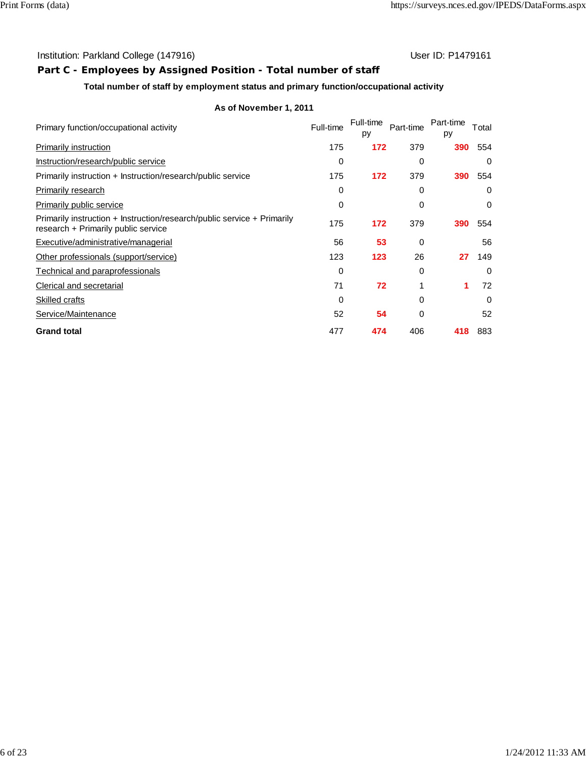Institution: Parkland College (147916) User ID: P1479161

## Part C - Employees by Assigned Position - Total number of staff

**Total number of staff by employment status and primary function/occupational activity**

**As of November 1, 2011**

| Primary function/occupational activity | Full-time | Full-time py | Part-time | Part-time py | Total |
|---|---|---|---|---|---|
| Primarily instruction | 175 | **172** | 379 | **390** | 554 |
| Instruction/research/public service | 0 | | 0 | | 0 |
| Primarily instruction + Instruction/research/public service | 175 | **172** | 379 | **390** | 554 |
| Primarily research | 0 | | 0 | | 0 |
| Primarily public service | 0 | | 0 | | 0 |
| Primarily instruction + Instruction/research/public service + Primarily research + Primarily public service | 175 | **172** | 379 | **390** | 554 |
| Executive/administrative/managerial | 56 | **53** | 0 | | 56 |
| Other professionals (support/service) | 123 | **123** | 26 | **27** | 149 |
| Technical and paraprofessionals | 0 | | 0 | | 0 |
| Clerical and secretarial | 71 | **72** | 1 | **1** | 72 |
| Skilled crafts | 0 | | 0 | | 0 |
| Service/Maintenance | 52 | **54** | 0 | | 52 |
| **Grand total** | 477 | **474** | 406 | **418** | 883 |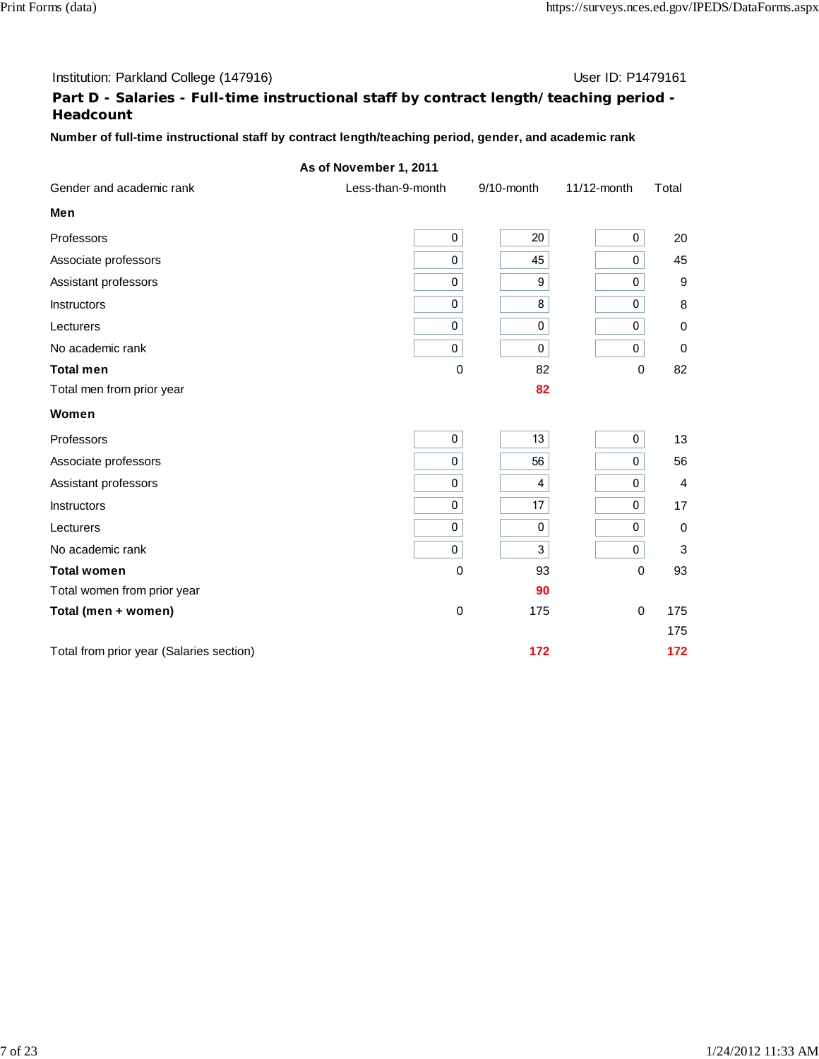Institution: Parkland College (147916) User ID: P1479161

## Part D - Salaries - Full-time instructional staff by contract length/ teaching period - Headcount

**Number of full-time instructional staff by contract length/teaching period, gender, and academic rank**

| | **As of November 1, 2011** | | | |
|---|---|---|---|---|
| Gender and academic rank | Less-than-9-month | 9/10-month | 11/12-month | Total |
| **Men** | | | | |
| Professors | 0 | 20 | 0 | 20 |
| Associate professors | 0 | 45 | 0 | 45 |
| Assistant professors | 0 | 9 | 0 | 9 |
| Instructors | 0 | 8 | 0 | 8 |
| Lecturers | 0 | 0 | 0 | 0 |
| No academic rank | 0 | 0 | 0 | 0 |
| **Total men** | 0 | 82 | 0 | 82 |
| Total men from prior year | | 82 | | |
| **Women** | | | | |
| Professors | 0 | 13 | 0 | 13 |
| Associate professors | 0 | 56 | 0 | 56 |
| Assistant professors | 0 | 4 | 0 | 4 |
| Instructors | 0 | 17 | 0 | 17 |
| Lecturers | 0 | 0 | 0 | 0 |
| No academic rank | 0 | 3 | 0 | 3 |
| **Total women** | 0 | 93 | 0 | 93 |
| Total women from prior year | | 90 | | |
| **Total (men + women)** | 0 | 175 | 0 | 175 |
| | | | | 175 |
| Total from prior year (Salaries section) | | 172 | | 172 |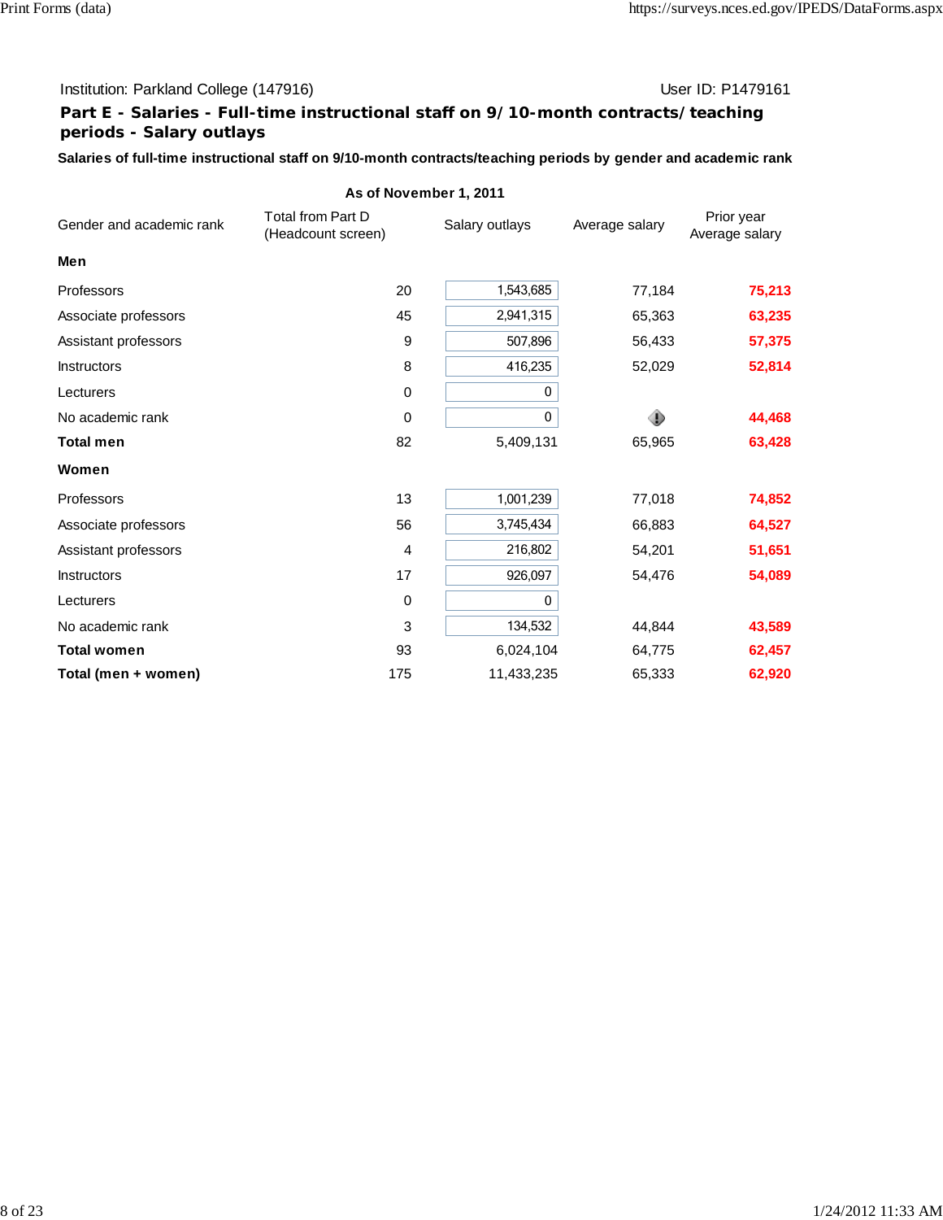Institution: Parkland College (147916)

User ID: P1479161

## Part E - Salaries - Full-time instructional staff on 9/10-month contracts/teaching periods - Salary outlays

**Salaries of full-time instructional staff on 9/10-month contracts/teaching periods by gender and academic rank**

| Gender and academic rank | As of November 1, 2011 | | | |
|---|---|---|---|---|
| | Total from Part D (Headcount screen) | Salary outlays | Average salary | Prior year Average salary |
| **Men** | | | | |
| Professors | 20 | 1,543,685 | 77,184 | 75,213 |
| Associate professors | 45 | 2,941,315 | 65,363 | 63,235 |
| Assistant professors | 9 | 507,896 | 56,433 | 57,375 |
| Instructors | 8 | 416,235 | 52,029 | 52,814 |
| Lecturers | 0 | 0 | | |
| No academic rank | 0 | 0 | | 44,468 |
| **Total men** | 82 | 5,409,131 | 65,965 | 63,428 |
| **Women** | | | | |
| Professors | 13 | 1,001,239 | 77,018 | 74,852 |
| Associate professors | 56 | 3,745,434 | 66,883 | 64,527 |
| Assistant professors | 4 | 216,802 | 54,201 | 51,651 |
| Instructors | 17 | 926,097 | 54,476 | 54,089 |
| Lecturers | 0 | 0 | | |
| No academic rank | 3 | 134,532 | 44,844 | 43,589 |
| **Total women** | 93 | 6,024,104 | 64,775 | 62,457 |
| **Total (men + women)** | 175 | 11,433,235 | 65,333 | 62,920 |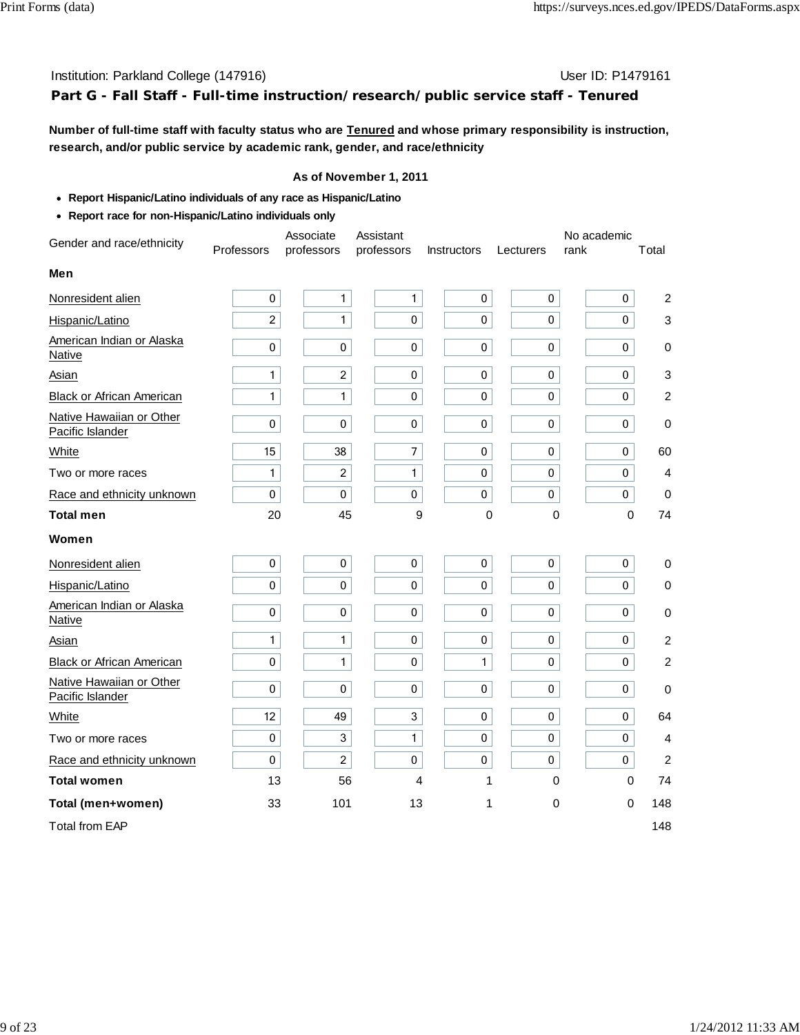Institution: Parkland College (147916) User ID: P1479161

## Part G - Fall Staff - Full-time instruction/research/public service staff - Tenured

**Number of full-time staff with faculty status who are Tenured and whose primary responsibility is instruction, research, and/or public service by academic rank, gender, and race/ethnicity**

**As of November 1, 2011**

- **Report Hispanic/Latino individuals of any race as Hispanic/Latino**
- **Report race for non-Hispanic/Latino individuals only**

| Gender and race/ethnicity | Professors | Associate professors | Assistant professors | Instructors | Lecturers | No academic rank | Total |
|---|---|---|---|---|---|---|---|
| **Men** | | | | | | | |
| Nonresident alien | 0 | 1 | 1 | 0 | 0 | 0 | 2 |
| Hispanic/Latino | 2 | 1 | 0 | 0 | 0 | 0 | 3 |
| American Indian or Alaska Native | 0 | 0 | 0 | 0 | 0 | 0 | 0 |
| Asian | 1 | 2 | 0 | 0 | 0 | 0 | 3 |
| Black or African American | 1 | 1 | 0 | 0 | 0 | 0 | 2 |
| Native Hawaiian or Other Pacific Islander | 0 | 0 | 0 | 0 | 0 | 0 | 0 |
| White | 15 | 38 | 7 | 0 | 0 | 0 | 60 |
| Two or more races | 1 | 2 | 1 | 0 | 0 | 0 | 4 |
| Race and ethnicity unknown | 0 | 0 | 0 | 0 | 0 | 0 | 0 |
| **Total men** | 20 | 45 | 9 | 0 | 0 | 0 | 74 |
| **Women** | | | | | | | |
| Nonresident alien | 0 | 0 | 0 | 0 | 0 | 0 | 0 |
| Hispanic/Latino | 0 | 0 | 0 | 0 | 0 | 0 | 0 |
| American Indian or Alaska Native | 0 | 0 | 0 | 0 | 0 | 0 | 0 |
| Asian | 1 | 1 | 0 | 0 | 0 | 0 | 2 |
| Black or African American | 0 | 1 | 0 | 1 | 0 | 0 | 2 |
| Native Hawaiian or Other Pacific Islander | 0 | 0 | 0 | 0 | 0 | 0 | 0 |
| White | 12 | 49 | 3 | 0 | 0 | 0 | 64 |
| Two or more races | 0 | 3 | 1 | 0 | 0 | 0 | 4 |
| Race and ethnicity unknown | 0 | 2 | 0 | 0 | 0 | 0 | 2 |
| **Total women** | 13 | 56 | 4 | 1 | 0 | 0 | 74 |
| **Total (men+women)** | 33 | 101 | 13 | 1 | 0 | 0 | 148 |
| Total from EAP | | | | | | | 148 |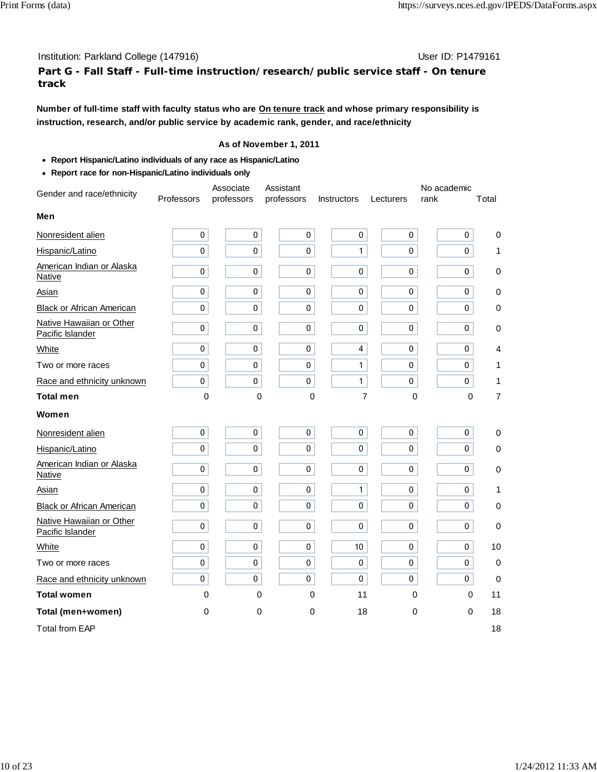Institution: Parkland College (147916)

User ID: P1479161

## Part G - Fall Staff - Full-time instruction/research/public service staff - On tenure track

**Number of full-time staff with faculty status who are On tenure track and whose primary responsibility is instruction, research, and/or public service by academic rank, gender, and race/ethnicity**

**As of November 1, 2011**

- **Report Hispanic/Latino individuals of any race as Hispanic/Latino**
- **Report race for non-Hispanic/Latino individuals only**

| Gender and race/ethnicity | Professors | Associate professors | Assistant professors | Instructors | Lecturers | No academic rank | Total |
|---|---|---|---|---|---|---|---|
| **Men** | | | | | | | |
| Nonresident alien | 0 | 0 | 0 | 0 | 0 | 0 | 0 |
| Hispanic/Latino | 0 | 0 | 0 | 1 | 0 | 0 | 1 |
| American Indian or Alaska Native | 0 | 0 | 0 | 0 | 0 | 0 | 0 |
| Asian | 0 | 0 | 0 | 0 | 0 | 0 | 0 |
| Black or African American | 0 | 0 | 0 | 0 | 0 | 0 | 0 |
| Native Hawaiian or Other Pacific Islander | 0 | 0 | 0 | 0 | 0 | 0 | 0 |
| White | 0 | 0 | 0 | 4 | 0 | 0 | 4 |
| Two or more races | 0 | 0 | 0 | 1 | 0 | 0 | 1 |
| Race and ethnicity unknown | 0 | 0 | 0 | 1 | 0 | 0 | 1 |
| **Total men** | 0 | 0 | 0 | 7 | 0 | 0 | 7 |
| **Women** | | | | | | | |
| Nonresident alien | 0 | 0 | 0 | 0 | 0 | 0 | 0 |
| Hispanic/Latino | 0 | 0 | 0 | 0 | 0 | 0 | 0 |
| American Indian or Alaska Native | 0 | 0 | 0 | 0 | 0 | 0 | 0 |
| Asian | 0 | 0 | 0 | 1 | 0 | 0 | 1 |
| Black or African American | 0 | 0 | 0 | 0 | 0 | 0 | 0 |
| Native Hawaiian or Other Pacific Islander | 0 | 0 | 0 | 0 | 0 | 0 | 0 |
| White | 0 | 0 | 0 | 10 | 0 | 0 | 10 |
| Two or more races | 0 | 0 | 0 | 0 | 0 | 0 | 0 |
| Race and ethnicity unknown | 0 | 0 | 0 | 0 | 0 | 0 | 0 |
| **Total women** | 0 | 0 | 0 | 11 | 0 | 0 | 11 |
| **Total (men+women)** | 0 | 0 | 0 | 18 | 0 | 0 | 18 |
| Total from EAP | | | | | | | 18 |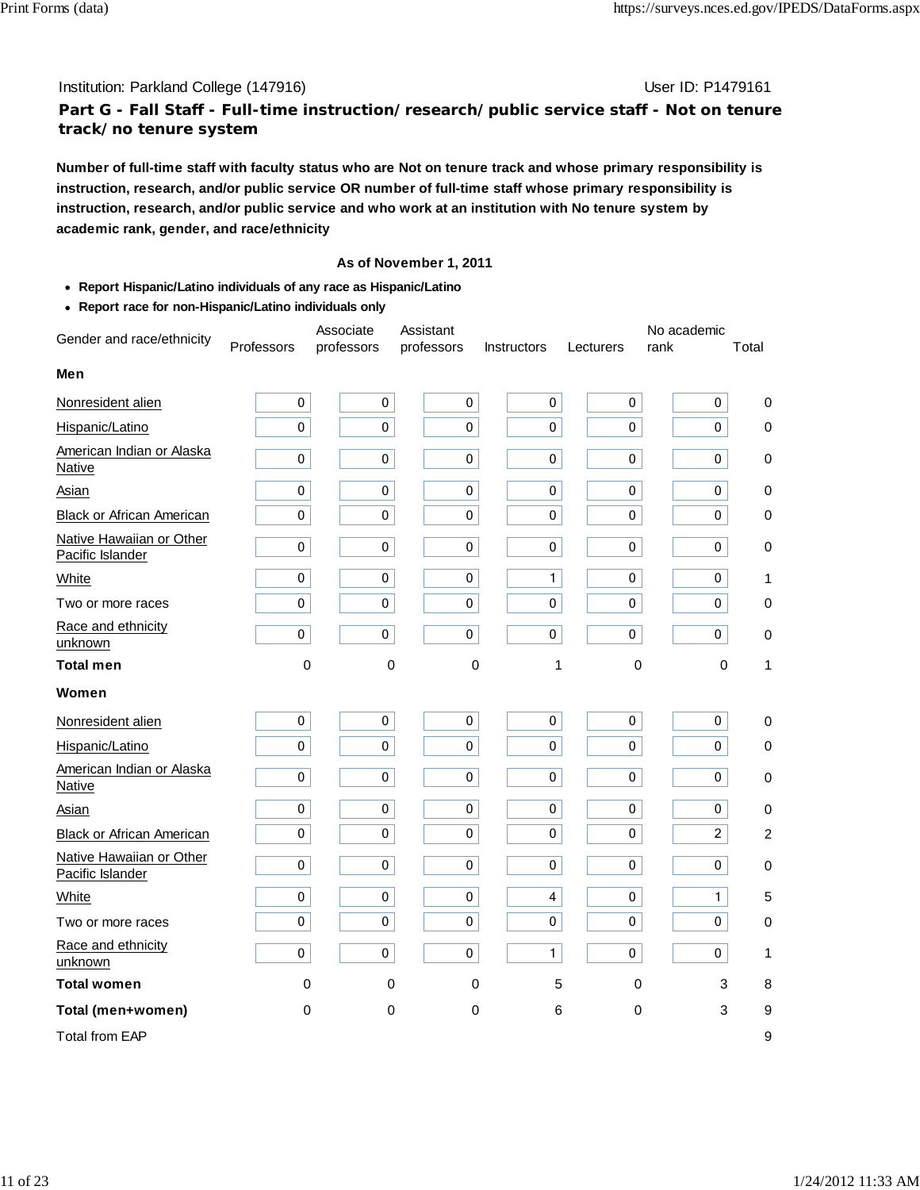Institution: Parkland College (147916) User ID: P1479161

## Part G - Fall Staff - Full-time instruction/research/public service staff - Not on tenure track/no tenure system

**Number of full-time staff with faculty status who are Not on tenure track and whose primary responsibility is instruction, research, and/or public service OR number of full-time staff whose primary responsibility is instruction, research, and/or public service and who work at an institution with No tenure system by academic rank, gender, and race/ethnicity**

**As of November 1, 2011**

- **Report Hispanic/Latino individuals of any race as Hispanic/Latino**
- **Report race for non-Hispanic/Latino individuals only**

| Gender and race/ethnicity | Professors | Associate professors | Assistant professors | Instructors | Lecturers | No academic rank | Total |
|---|---|---|---|---|---|---|---|
| **Men** | | | | | | | |
| Nonresident alien | 0 | 0 | 0 | 0 | 0 | 0 | 0 |
| Hispanic/Latino | 0 | 0 | 0 | 0 | 0 | 0 | 0 |
| American Indian or Alaska Native | 0 | 0 | 0 | 0 | 0 | 0 | 0 |
| Asian | 0 | 0 | 0 | 0 | 0 | 0 | 0 |
| Black or African American | 0 | 0 | 0 | 0 | 0 | 0 | 0 |
| Native Hawaiian or Other Pacific Islander | 0 | 0 | 0 | 0 | 0 | 0 | 0 |
| White | 0 | 0 | 0 | 1 | 0 | 0 | 1 |
| Two or more races | 0 | 0 | 0 | 0 | 0 | 0 | 0 |
| Race and ethnicity unknown | 0 | 0 | 0 | 0 | 0 | 0 | 0 |
| **Total men** | 0 | 0 | 0 | 1 | 0 | 0 | 1 |
| **Women** | | | | | | | |
| Nonresident alien | 0 | 0 | 0 | 0 | 0 | 0 | 0 |
| Hispanic/Latino | 0 | 0 | 0 | 0 | 0 | 0 | 0 |
| American Indian or Alaska Native | 0 | 0 | 0 | 0 | 0 | 0 | 0 |
| Asian | 0 | 0 | 0 | 0 | 0 | 0 | 0 |
| Black or African American | 0 | 0 | 0 | 0 | 0 | 2 | 2 |
| Native Hawaiian or Other Pacific Islander | 0 | 0 | 0 | 0 | 0 | 0 | 0 |
| White | 0 | 0 | 0 | 4 | 0 | 1 | 5 |
| Two or more races | 0 | 0 | 0 | 0 | 0 | 0 | 0 |
| Race and ethnicity unknown | 0 | 0 | 0 | 1 | 0 | 0 | 1 |
| **Total women** | 0 | 0 | 0 | 5 | 0 | 3 | 8 |
| **Total (men+women)** | 0 | 0 | 0 | 6 | 0 | 3 | 9 |
| Total from EAP | | | | | | | 9 |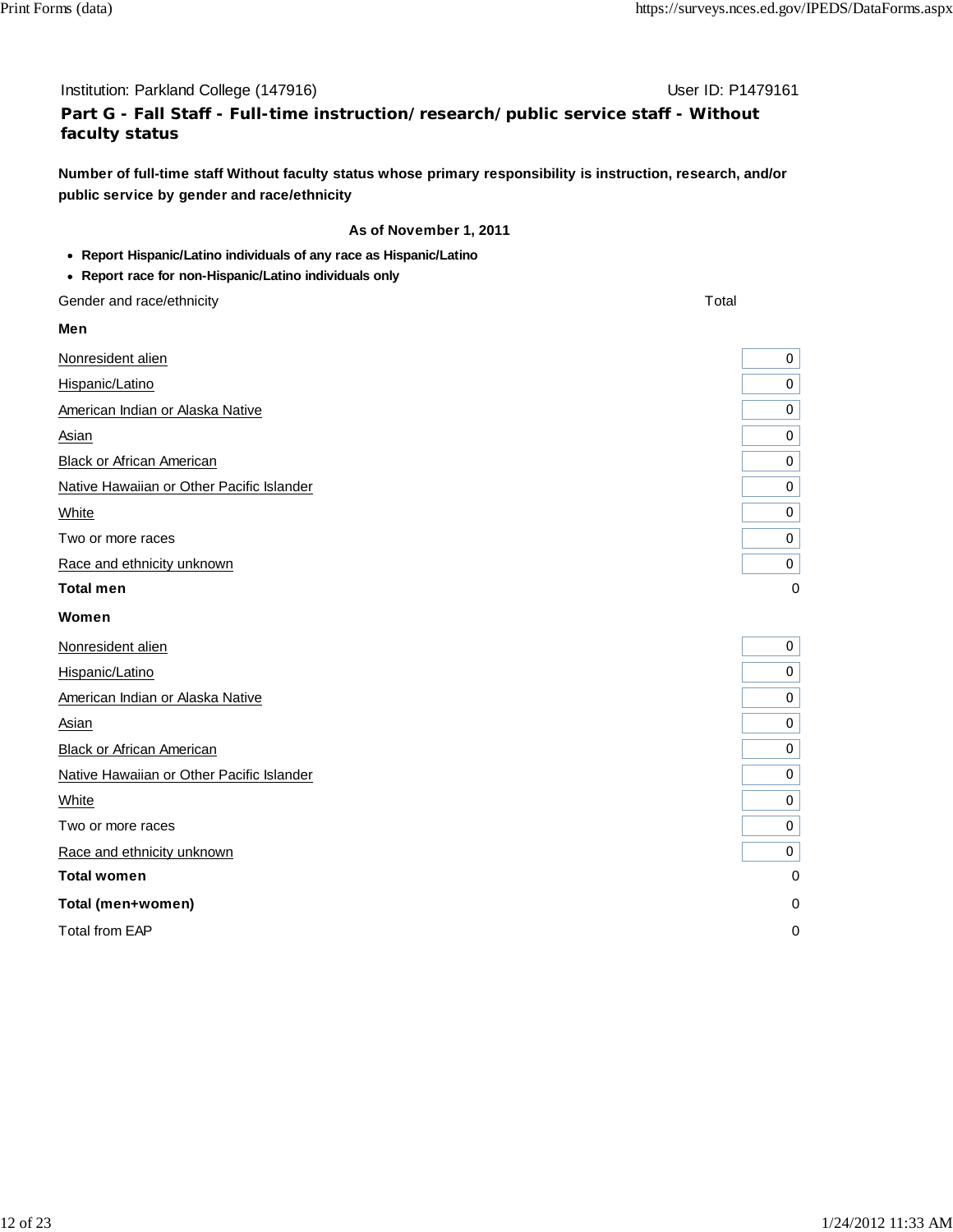Institution: Parkland College (147916) User ID: P1479161

## Part G - Fall Staff - Full-time instruction/research/public service staff - Without faculty status

**Number of full-time staff Without faculty status whose primary responsibility is instruction, research, and/or public service by gender and race/ethnicity**

**As of November 1, 2011**

- **Report Hispanic/Latino individuals of any race as Hispanic/Latino**
- **Report race for non-Hispanic/Latino individuals only**

| Gender and race/ethnicity | Total |
|---|---|
| **Men** | |
| Nonresident alien | 0 |
| Hispanic/Latino | 0 |
| American Indian or Alaska Native | 0 |
| Asian | 0 |
| Black or African American | 0 |
| Native Hawaiian or Other Pacific Islander | 0 |
| White | 0 |
| Two or more races | 0 |
| Race and ethnicity unknown | 0 |
| **Total men** | 0 |
| **Women** | |
| Nonresident alien | 0 |
| Hispanic/Latino | 0 |
| American Indian or Alaska Native | 0 |
| Asian | 0 |
| Black or African American | 0 |
| Native Hawaiian or Other Pacific Islander | 0 |
| White | 0 |
| Two or more races | 0 |
| Race and ethnicity unknown | 0 |
| **Total women** | 0 |
| **Total (men+women)** | 0 |
| Total from EAP | 0 |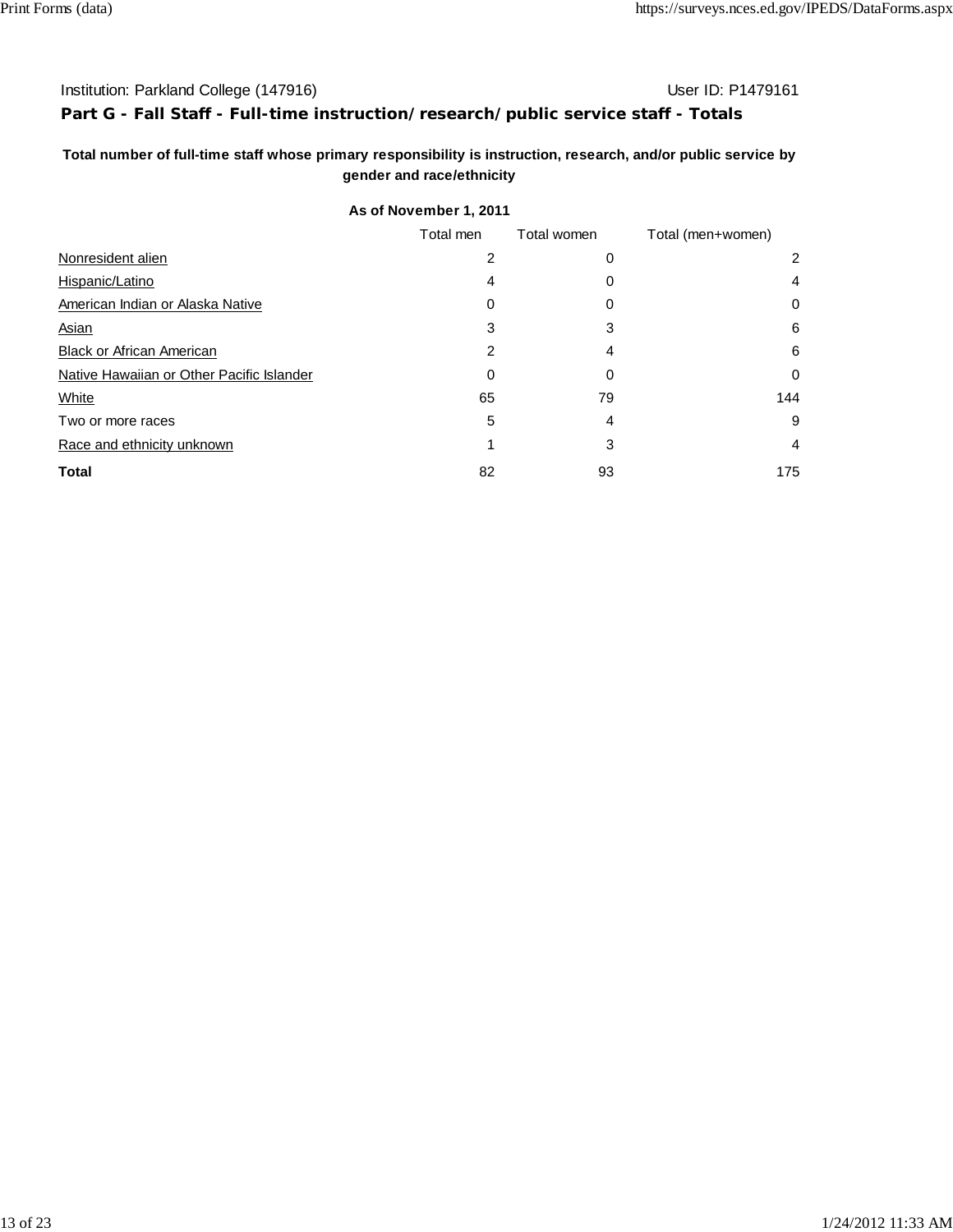Institution: Parkland College (147916) User ID: P1479161

## Part G - Fall Staff - Full-time instruction/research/public service staff - Totals

**Total number of full-time staff whose primary responsibility is instruction, research, and/or public service by gender and race/ethnicity**

**As of November 1, 2011**

| | Total men | Total women | Total (men+women) |
|---|---|---|---|
| Nonresident alien | 2 | 0 | 2 |
| Hispanic/Latino | 4 | 0 | 4 |
| American Indian or Alaska Native | 0 | 0 | 0 |
| Asian | 3 | 3 | 6 |
| Black or African American | 2 | 4 | 6 |
| Native Hawaiian or Other Pacific Islander | 0 | 0 | 0 |
| White | 65 | 79 | 144 |
| Two or more races | 5 | 4 | 9 |
| Race and ethnicity unknown | 1 | 3 | 4 |
| **Total** | 82 | 93 | 175 |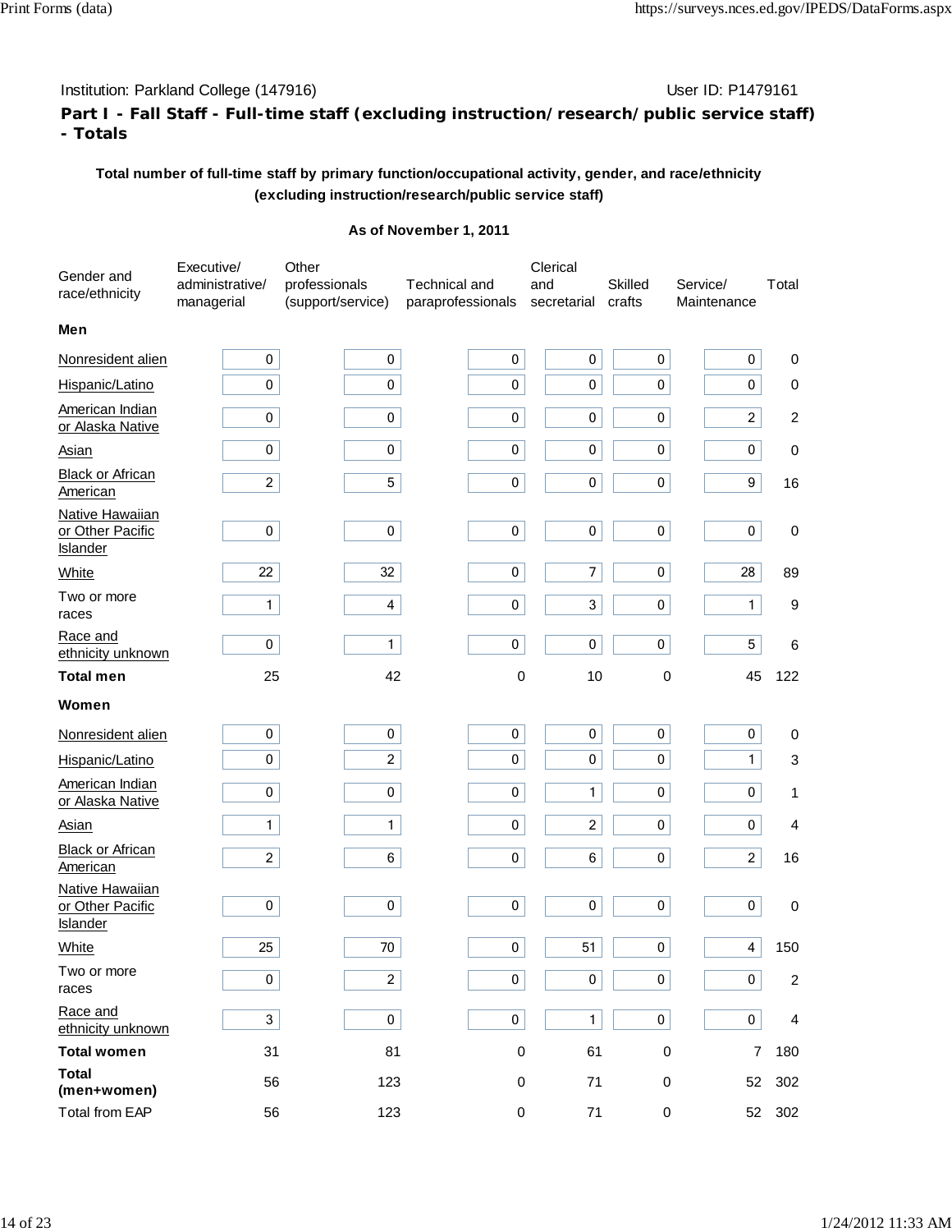Institution: Parkland College (147916) User ID: P1479161

## Part I - Fall Staff - Full-time staff (excluding instruction/research/public service staff) - Totals

**Total number of full-time staff by primary function/occupational activity, gender, and race/ethnicity (excluding instruction/research/public service staff)**

**As of November 1, 2011**

| Gender and race/ethnicity | Executive/ administrative/ managerial | Other professionals (support/service) | Technical and paraprofessionals | Clerical and secretarial | Skilled crafts | Service/ Maintenance | Total |
|---|---|---|---|---|---|---|---|
| **Men** | | | | | | | |
| Nonresident alien | 0 | 0 | 0 | 0 | 0 | 0 | 0 |
| Hispanic/Latino | 0 | 0 | 0 | 0 | 0 | 0 | 0 |
| American Indian or Alaska Native | 0 | 0 | 0 | 0 | 0 | 2 | 2 |
| Asian | 0 | 0 | 0 | 0 | 0 | 0 | 0 |
| Black or African American | 2 | 5 | 0 | 0 | 0 | 9 | 16 |
| Native Hawaiian or Other Pacific Islander | 0 | 0 | 0 | 0 | 0 | 0 | 0 |
| White | 22 | 32 | 0 | 7 | 0 | 28 | 89 |
| Two or more races | 1 | 4 | 0 | 3 | 0 | 1 | 9 |
| Race and ethnicity unknown | 0 | 1 | 0 | 0 | 0 | 5 | 6 |
| **Total men** | 25 | 42 | 0 | 10 | 0 | 45 | 122 |
| **Women** | | | | | | | |
| Nonresident alien | 0 | 0 | 0 | 0 | 0 | 0 | 0 |
| Hispanic/Latino | 0 | 2 | 0 | 0 | 0 | 1 | 3 |
| American Indian or Alaska Native | 0 | 0 | 0 | 1 | 0 | 0 | 1 |
| Asian | 1 | 1 | 0 | 2 | 0 | 0 | 4 |
| Black or African American | 2 | 6 | 0 | 6 | 0 | 2 | 16 |
| Native Hawaiian or Other Pacific Islander | 0 | 0 | 0 | 0 | 0 | 0 | 0 |
| White | 25 | 70 | 0 | 51 | 0 | 4 | 150 |
| Two or more races | 0 | 2 | 0 | 0 | 0 | 0 | 2 |
| Race and ethnicity unknown | 3 | 0 | 0 | 1 | 0 | 0 | 4 |
| **Total women** | 31 | 81 | 0 | 61 | 0 | 7 | 180 |
| **Total (men+women)** | 56 | 123 | 0 | 71 | 0 | 52 | 302 |
| Total from EAP | 56 | 123 | 0 | 71 | 0 | 52 | 302 |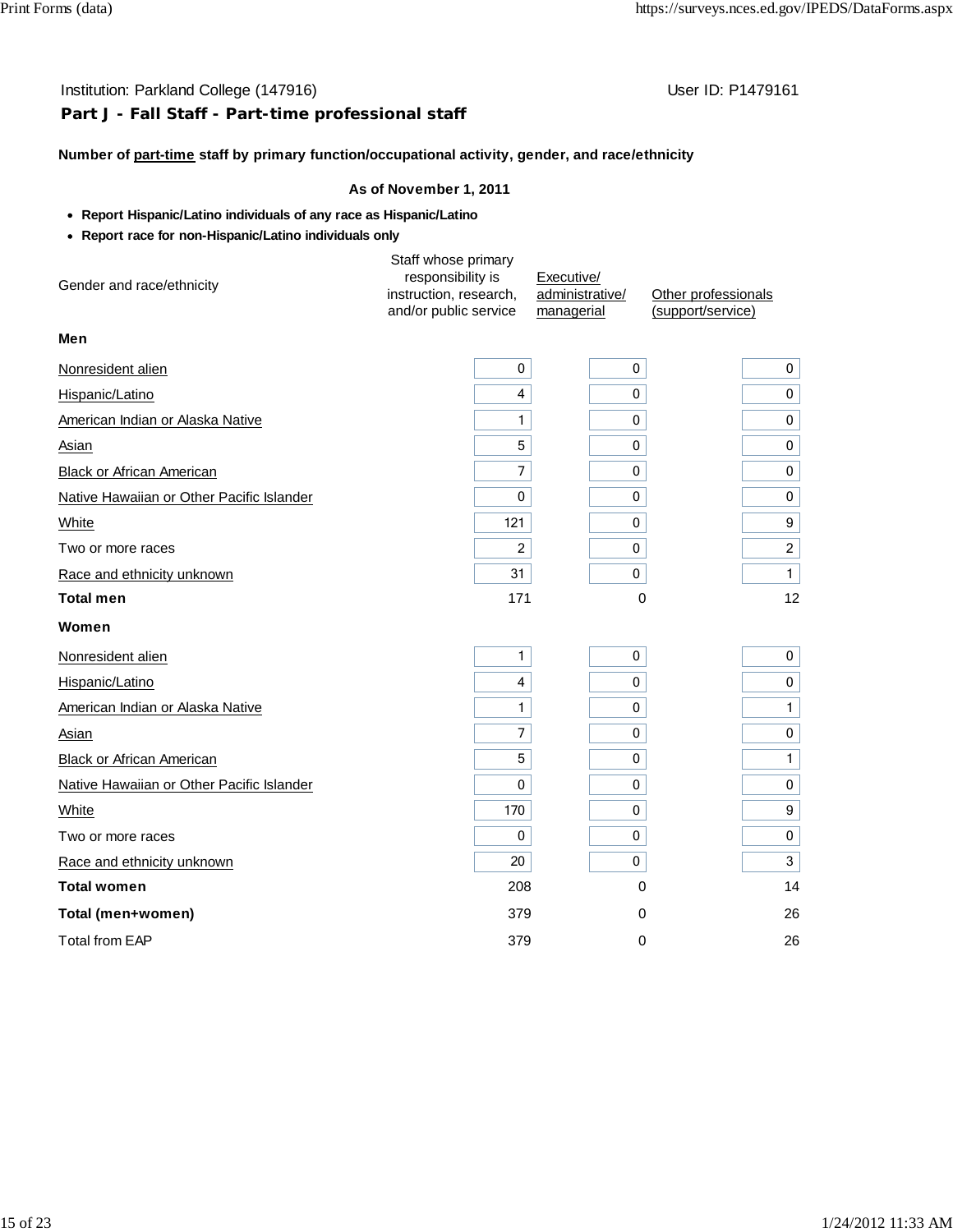Institution: Parkland College (147916) User ID: P1479161

## Part J - Fall Staff - Part-time professional staff

**Number of part-time staff by primary function/occupational activity, gender, and race/ethnicity**

**As of November 1, 2011**

- **Report Hispanic/Latino individuals of any race as Hispanic/Latino**
- **Report race for non-Hispanic/Latino individuals only**

| Gender and race/ethnicity | Staff whose primary responsibility is instruction, research, and/or public service | Executive/ administrative/ managerial | Other professionals (support/service) |
|---|---|---|---|
| **Men** | | | |
| Nonresident alien | 0 | 0 | 0 |
| Hispanic/Latino | 4 | 0 | 0 |
| American Indian or Alaska Native | 1 | 0 | 0 |
| Asian | 5 | 0 | 0 |
| Black or African American | 7 | 0 | 0 |
| Native Hawaiian or Other Pacific Islander | 0 | 0 | 0 |
| White | 121 | 0 | 9 |
| Two or more races | 2 | 0 | 2 |
| Race and ethnicity unknown | 31 | 0 | 1 |
| **Total men** | 171 | 0 | 12 |
| **Women** | | | |
| Nonresident alien | 1 | 0 | 0 |
| Hispanic/Latino | 4 | 0 | 0 |
| American Indian or Alaska Native | 1 | 0 | 1 |
| Asian | 7 | 0 | 0 |
| Black or African American | 5 | 0 | 1 |
| Native Hawaiian or Other Pacific Islander | 0 | 0 | 0 |
| White | 170 | 0 | 9 |
| Two or more races | 0 | 0 | 0 |
| Race and ethnicity unknown | 20 | 0 | 3 |
| **Total women** | 208 | 0 | 14 |
| **Total (men+women)** | 379 | 0 | 26 |
| Total from EAP | 379 | 0 | 26 |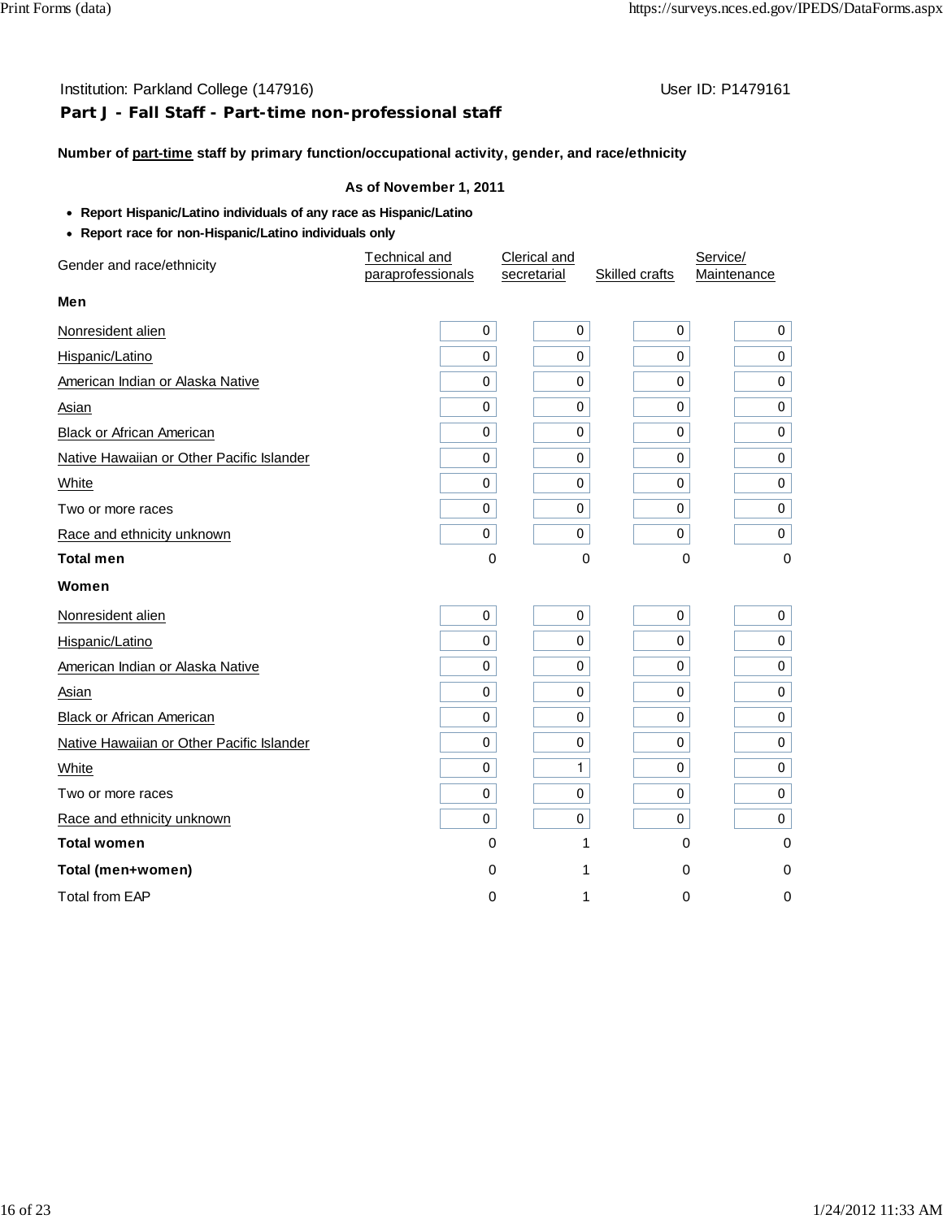Institution: Parkland College (147916) User ID: P1479161

## Part J - Fall Staff - Part-time non-professional staff

**Number of part-time staff by primary function/occupational activity, gender, and race/ethnicity**

**As of November 1, 2011**

- **Report Hispanic/Latino individuals of any race as Hispanic/Latino**
- **Report race for non-Hispanic/Latino individuals only**

| Gender and race/ethnicity | Technical and paraprofessionals | Clerical and secretarial | Skilled crafts | Service/ Maintenance |
|---|---|---|---|---|
| **Men** | | | | |
| Nonresident alien | 0 | 0 | 0 | 0 |
| Hispanic/Latino | 0 | 0 | 0 | 0 |
| American Indian or Alaska Native | 0 | 0 | 0 | 0 |
| Asian | 0 | 0 | 0 | 0 |
| Black or African American | 0 | 0 | 0 | 0 |
| Native Hawaiian or Other Pacific Islander | 0 | 0 | 0 | 0 |
| White | 0 | 0 | 0 | 0 |
| Two or more races | 0 | 0 | 0 | 0 |
| Race and ethnicity unknown | 0 | 0 | 0 | 0 |
| **Total men** | 0 | 0 | 0 | 0 |
| **Women** | | | | |
| Nonresident alien | 0 | 0 | 0 | 0 |
| Hispanic/Latino | 0 | 0 | 0 | 0 |
| American Indian or Alaska Native | 0 | 0 | 0 | 0 |
| Asian | 0 | 0 | 0 | 0 |
| Black or African American | 0 | 0 | 0 | 0 |
| Native Hawaiian or Other Pacific Islander | 0 | 0 | 0 | 0 |
| White | 0 | 1 | 0 | 0 |
| Two or more races | 0 | 0 | 0 | 0 |
| Race and ethnicity unknown | 0 | 0 | 0 | 0 |
| **Total women** | 0 | 1 | 0 | 0 |
| **Total (men+women)** | 0 | 1 | 0 | 0 |
| Total from EAP | 0 | 1 | 0 | 0 |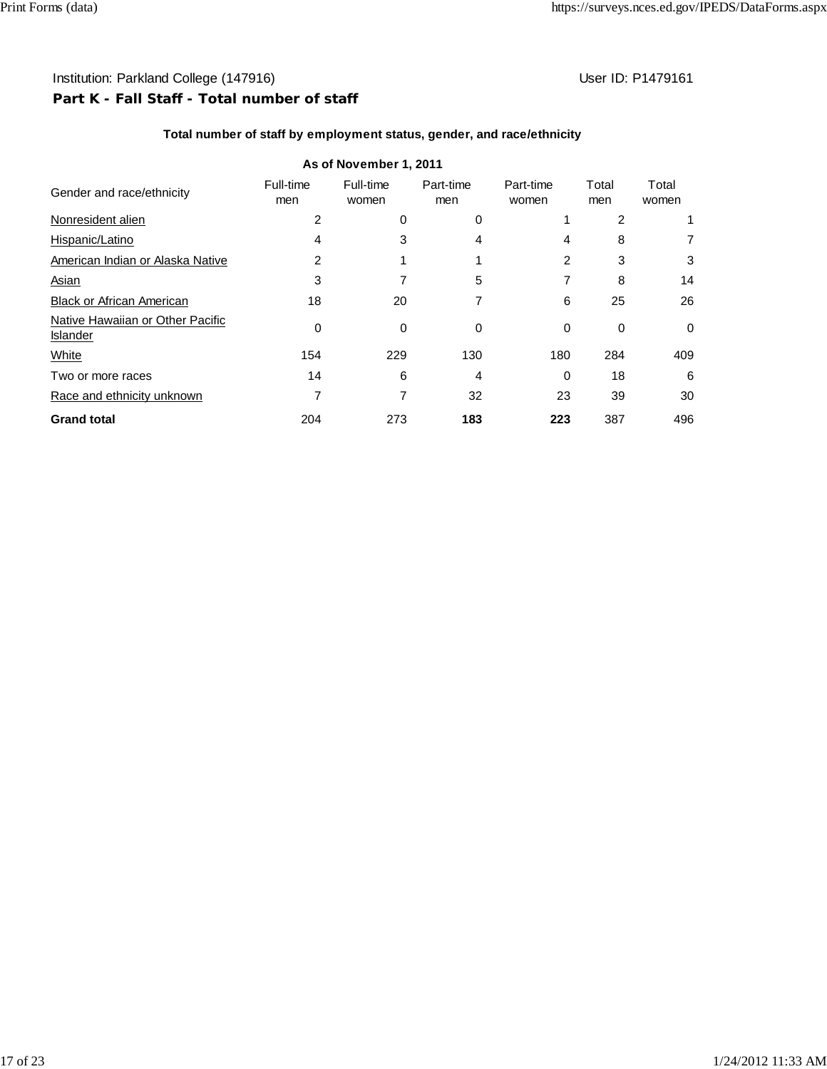Institution: Parkland College (147916) User ID: P1479161

## Part K - Fall Staff - Total number of staff

### Total number of staff by employment status, gender, and race/ethnicity

**As of November 1, 2011**

| Gender and race/ethnicity | Full-time men | Full-time women | Part-time men | Part-time women | Total men | Total women |
|---|---|---|---|---|---|---|
| Nonresident alien | 2 | 0 | 0 | 1 | 2 | 1 |
| Hispanic/Latino | 4 | 3 | 4 | 4 | 8 | 7 |
| American Indian or Alaska Native | 2 | 1 | 1 | 2 | 3 | 3 |
| Asian | 3 | 7 | 5 | 7 | 8 | 14 |
| Black or African American | 18 | 20 | 7 | 6 | 25 | 26 |
| Native Hawaiian or Other Pacific Islander | 0 | 0 | 0 | 0 | 0 | 0 |
| White | 154 | 229 | 130 | 180 | 284 | 409 |
| Two or more races | 14 | 6 | 4 | 0 | 18 | 6 |
| Race and ethnicity unknown | 7 | 7 | 32 | 23 | 39 | 30 |
| **Grand total** | 204 | 273 | **183** | **223** | 387 | 496 |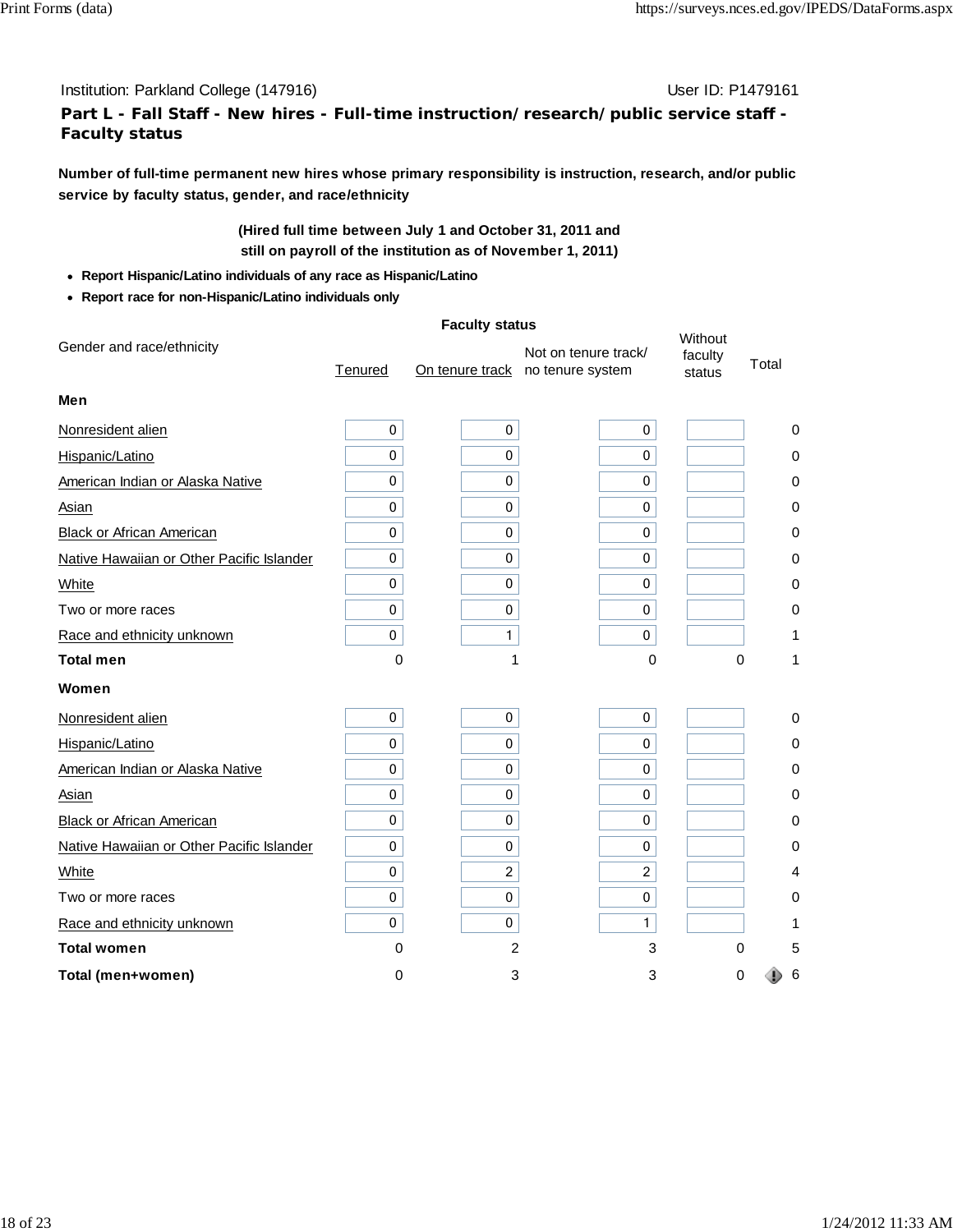Institution: Parkland College (147916) User ID: P1479161

**Part L - Fall Staff - New hires - Full-time instruction/research/public service staff - Faculty status**

**Number of full-time permanent new hires whose primary responsibility is instruction, research, and/or public service by faculty status, gender, and race/ethnicity**

**(Hired full time between July 1 and October 31, 2011 and still on payroll of the institution as of November 1, 2011)**

- **Report Hispanic/Latino individuals of any race as Hispanic/Latino**
- **Report race for non-Hispanic/Latino individuals only**

| Gender and race/ethnicity | Faculty status | | | | |
|---|---|---|---|---|---|
| | Tenured | On tenure track | Not on tenure track/ no tenure system | Without faculty status | Total |
| **Men** | | | | | |
| Nonresident alien | 0 | 0 | 0 | | 0 |
| Hispanic/Latino | 0 | 0 | 0 | | 0 |
| American Indian or Alaska Native | 0 | 0 | 0 | | 0 |
| Asian | 0 | 0 | 0 | | 0 |
| Black or African American | 0 | 0 | 0 | | 0 |
| Native Hawaiian or Other Pacific Islander | 0 | 0 | 0 | | 0 |
| White | 0 | 0 | 0 | | 0 |
| Two or more races | 0 | 0 | 0 | | 0 |
| Race and ethnicity unknown | 0 | 1 | 0 | | 1 |
| **Total men** | 0 | 1 | 0 | 0 | 1 |
| **Women** | | | | | |
| Nonresident alien | 0 | 0 | 0 | | 0 |
| Hispanic/Latino | 0 | 0 | 0 | | 0 |
| American Indian or Alaska Native | 0 | 0 | 0 | | 0 |
| Asian | 0 | 0 | 0 | | 0 |
| Black or African American | 0 | 0 | 0 | | 0 |
| Native Hawaiian or Other Pacific Islander | 0 | 0 | 0 | | 0 |
| White | 0 | 2 | 2 | | 4 |
| Two or more races | 0 | 0 | 0 | | 0 |
| Race and ethnicity unknown | 0 | 0 | 1 | | 1 |
| **Total women** | 0 | 2 | 3 | 0 | 5 |
| **Total (men+women)** | 0 | 3 | 3 | 0 | 6 |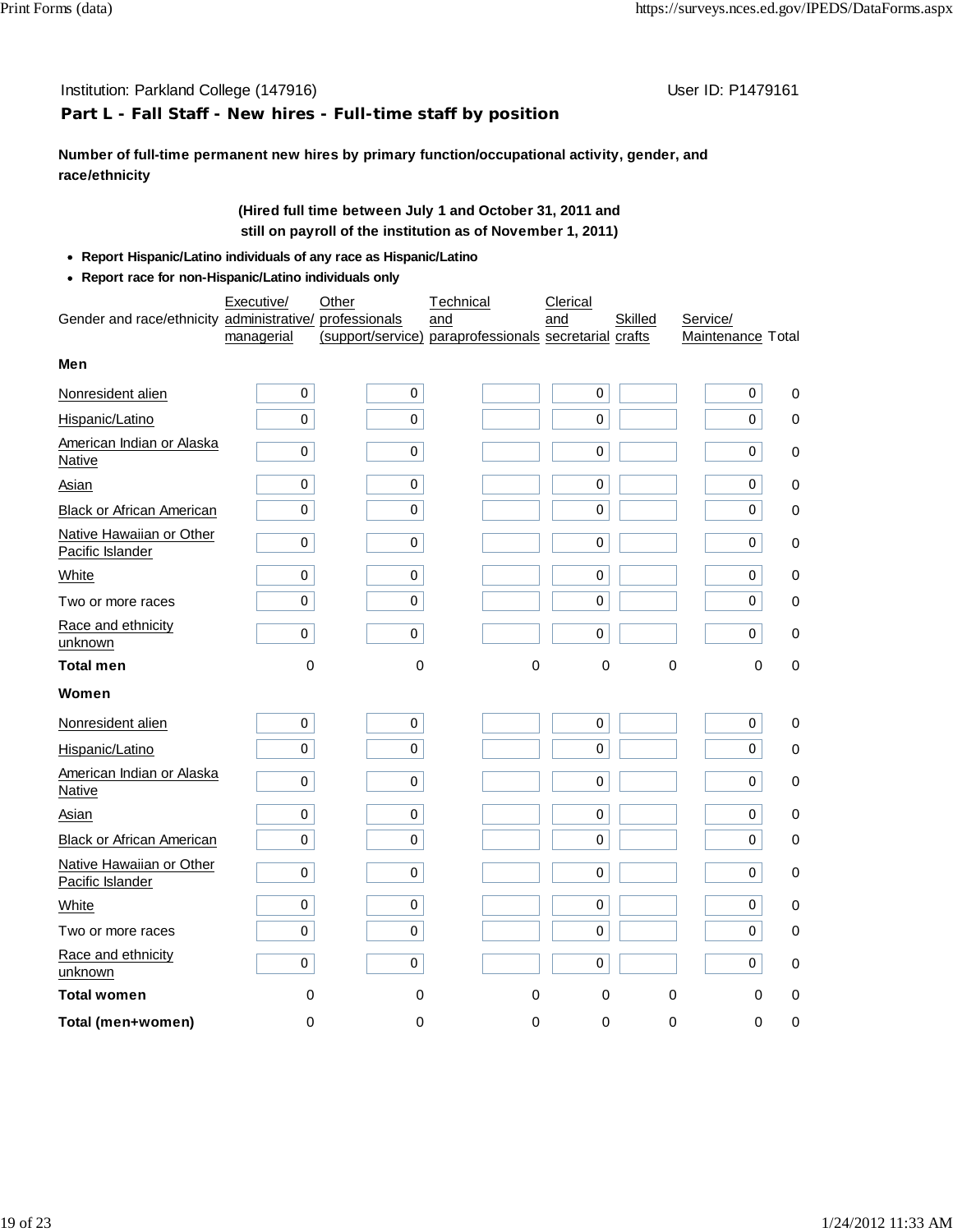Institution: Parkland College (147916) User ID: P1479161

## Part L - Fall Staff - New hires - Full-time staff by position

**Number of full-time permanent new hires by primary function/occupational activity, gender, and race/ethnicity**

**(Hired full time between July 1 and October 31, 2011 and still on payroll of the institution as of November 1, 2011)**

- **Report Hispanic/Latino individuals of any race as Hispanic/Latino**
- **Report race for non-Hispanic/Latino individuals only**

| Gender and race/ethnicity | Executive/ administrative/ managerial | Other professionals (support/service) | Technical and paraprofessionals | Clerical and secretarial | Skilled crafts | Service/ Maintenance | Total |
|---|---|---|---|---|---|---|---|
| **Men** | | | | | | | |
| Nonresident alien | 0 | 0 | | 0 | | 0 | 0 |
| Hispanic/Latino | 0 | 0 | | 0 | | 0 | 0 |
| American Indian or Alaska Native | 0 | 0 | | 0 | | 0 | 0 |
| Asian | 0 | 0 | | 0 | | 0 | 0 |
| Black or African American | 0 | 0 | | 0 | | 0 | 0 |
| Native Hawaiian or Other Pacific Islander | 0 | 0 | | 0 | | 0 | 0 |
| White | 0 | 0 | | 0 | | 0 | 0 |
| Two or more races | 0 | 0 | | 0 | | 0 | 0 |
| Race and ethnicity unknown | 0 | 0 | | 0 | | 0 | 0 |
| **Total men** | 0 | 0 | 0 | 0 | 0 | 0 | 0 |
| **Women** | | | | | | | |
| Nonresident alien | 0 | 0 | | 0 | | 0 | 0 |
| Hispanic/Latino | 0 | 0 | | 0 | | 0 | 0 |
| American Indian or Alaska Native | 0 | 0 | | 0 | | 0 | 0 |
| Asian | 0 | 0 | | 0 | | 0 | 0 |
| Black or African American | 0 | 0 | | 0 | | 0 | 0 |
| Native Hawaiian or Other Pacific Islander | 0 | 0 | | 0 | | 0 | 0 |
| White | 0 | 0 | | 0 | | 0 | 0 |
| Two or more races | 0 | 0 | | 0 | | 0 | 0 |
| Race and ethnicity unknown | 0 | 0 | | 0 | | 0 | 0 |
| **Total women** | 0 | 0 | 0 | 0 | 0 | 0 | 0 |
| **Total (men+women)** | 0 | 0 | 0 | 0 | 0 | 0 | 0 |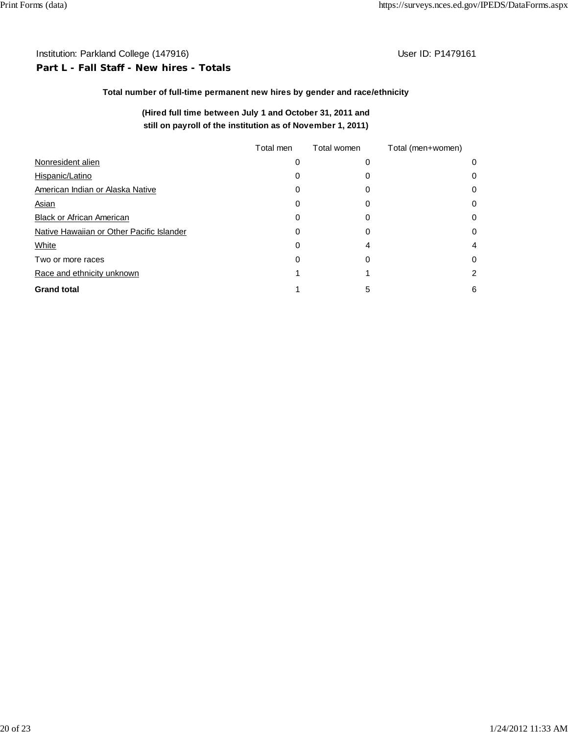Institution: Parkland College (147916) User ID: P1479161

**Part L - Fall Staff - New hires - Totals**

**Total number of full-time permanent new hires by gender and race/ethnicity**

**(Hired full time between July 1 and October 31, 2011 and still on payroll of the institution as of November 1, 2011)**

| | Total men | Total women | Total (men+women) |
|---|---|---|---|
| Nonresident alien | 0 | 0 | 0 |
| Hispanic/Latino | 0 | 0 | 0 |
| American Indian or Alaska Native | 0 | 0 | 0 |
| Asian | 0 | 0 | 0 |
| Black or African American | 0 | 0 | 0 |
| Native Hawaiian or Other Pacific Islander | 0 | 0 | 0 |
| White | 0 | 4 | 4 |
| Two or more races | 0 | 0 | 0 |
| Race and ethnicity unknown | 1 | 1 | 2 |
| **Grand total** | 1 | 5 | 6 |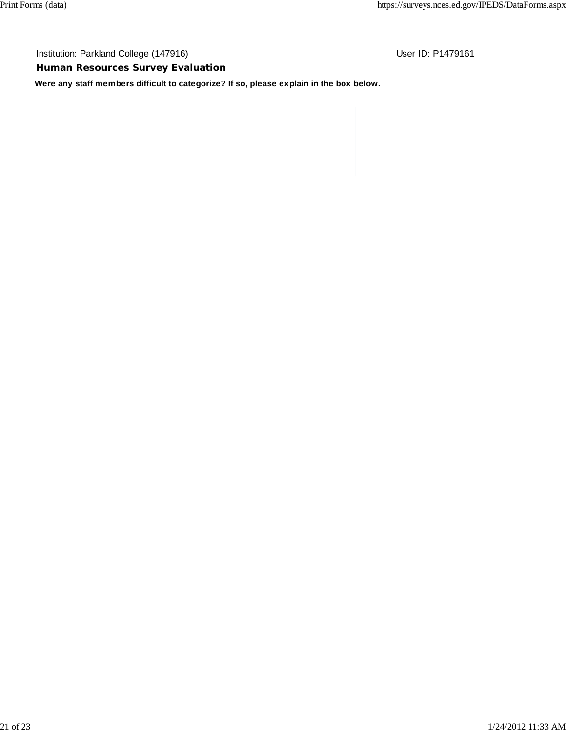Institution: Parkland College (147916) User ID: P1479161

## Human Resources Survey Evaluation

**Were any staff members difficult to categorize? If so, please explain in the box below.**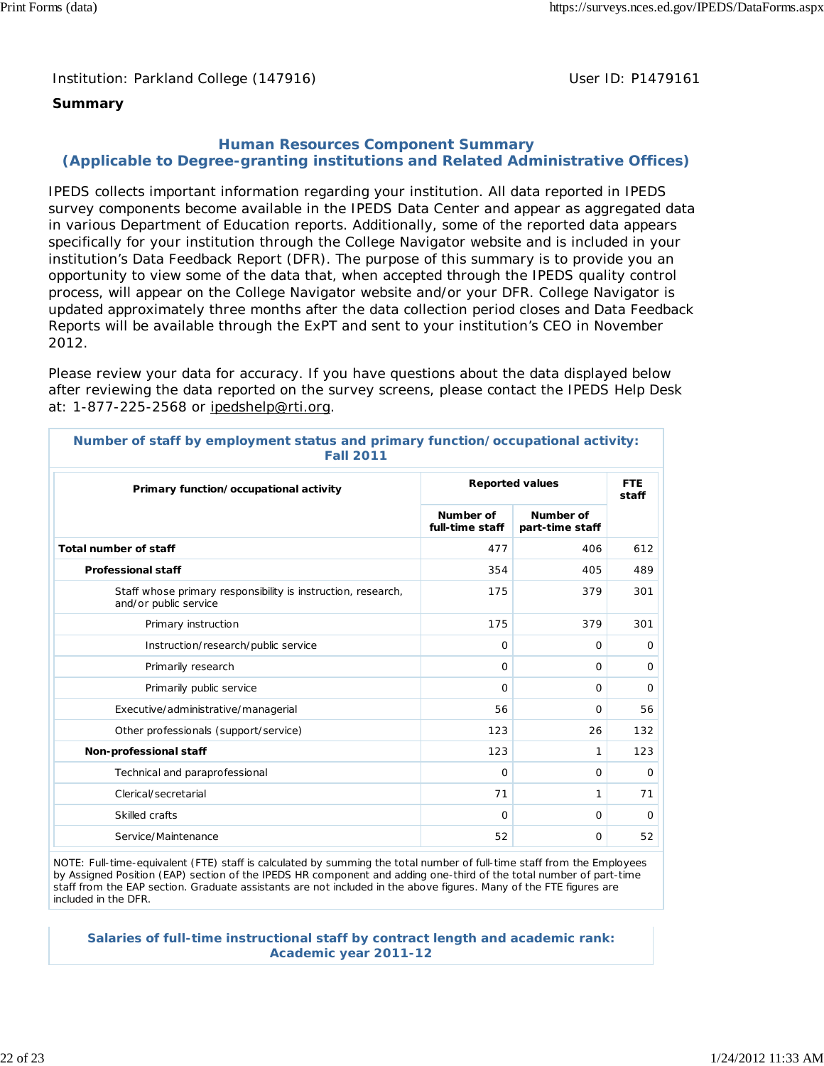Institution: Parkland College (147916)　　User ID: P1479161

**Summary**

## Human Resources Component Summary
## (Applicable to Degree-granting institutions and Related Administrative Offices)

IPEDS collects important information regarding your institution. All data reported in IPEDS survey components become available in the IPEDS Data Center and appear as aggregated data in various Department of Education reports. Additionally, some of the reported data appears specifically for your institution through the College Navigator website and is included in your institution's Data Feedback Report (DFR). The purpose of this summary is to provide you an opportunity to view some of the data that, when accepted through the IPEDS quality control process, will appear on the College Navigator website and/or your DFR. College Navigator is updated approximately three months after the data collection period closes and Data Feedback Reports will be available through the ExPT and sent to your institution's CEO in November 2012.

Please review your data for accuracy. If you have questions about the data displayed below after reviewing the data reported on the survey screens, please contact the IPEDS Help Desk at: 1-877-225-2568 or ipedshelp@rti.org.

### Number of staff by employment status and primary function/occupational activity: Fall 2011

| Primary function/occupational activity | Reported values | | FTE staff |
|---|---|---|---|
| | Number of full-time staff | Number of part-time staff | |
| **Total number of staff** | 477 | 406 | 612 |
| **Professional staff** | 354 | 405 | 489 |
| Staff whose primary responsibility is instruction, research, and/or public service | 175 | 379 | 301 |
| Primary instruction | 175 | 379 | 301 |
| Instruction/research/public service | 0 | 0 | 0 |
| Primarily research | 0 | 0 | 0 |
| Primarily public service | 0 | 0 | 0 |
| Executive/administrative/managerial | 56 | 0 | 56 |
| Other professionals (support/service) | 123 | 26 | 132 |
| **Non-professional staff** | 123 | 1 | 123 |
| Technical and paraprofessional | 0 | 0 | 0 |
| Clerical/secretarial | 71 | 1 | 71 |
| Skilled crafts | 0 | 0 | 0 |
| Service/Maintenance | 52 | 0 | 52 |

NOTE: Full-time-equivalent (FTE) staff is calculated by summing the total number of full-time staff from the Employees by Assigned Position (EAP) section of the IPEDS HR component and adding one-third of the total number of part-time staff from the EAP section. Graduate assistants are not included in the above figures. Many of the FTE figures are included in the DFR.

### Salaries of full-time instructional staff by contract length and academic rank: Academic year 2011-12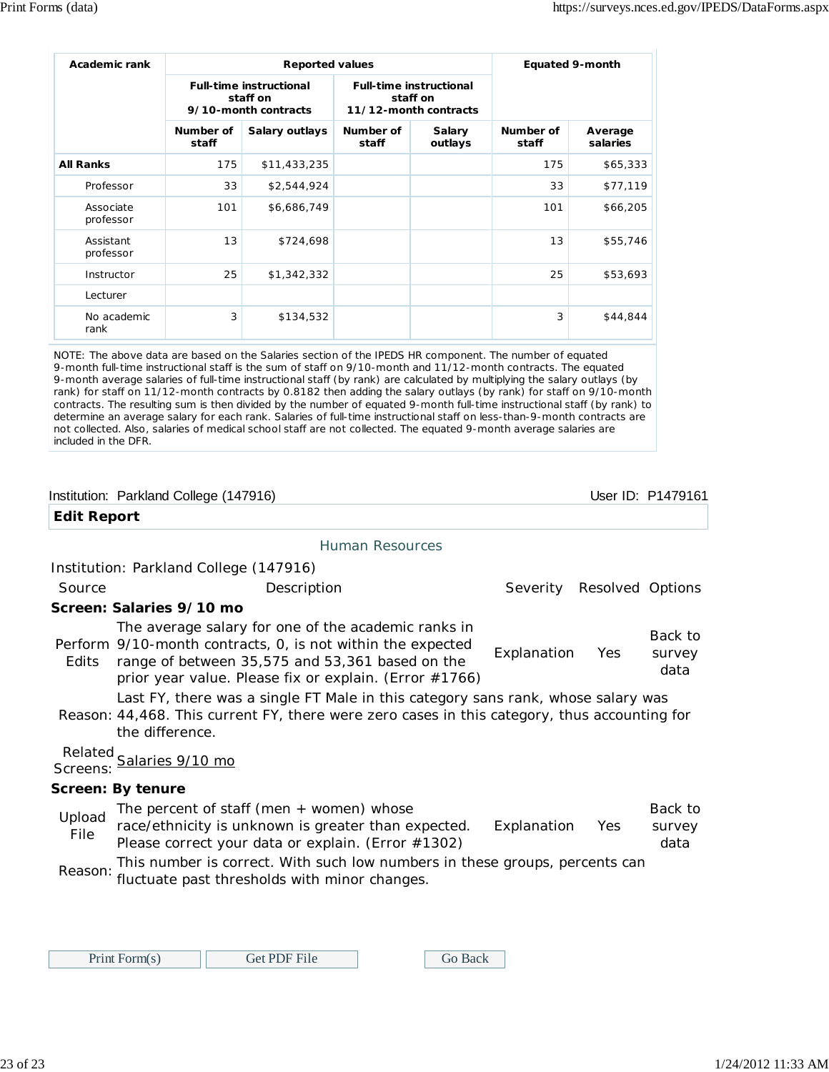| Academic rank | Reported values | | | | Equated 9-month | |
|---|---|---|---|---|---|---|
| | Full-time instructional staff on 9/10-month contracts | | Full-time instructional staff on 11/12-month contracts | | | |
| | Number of staff | Salary outlays | Number of staff | Salary outlays | Number of staff | Average salaries |
| **All Ranks** | 175 | $11,433,235 | | | 175 | $65,333 |
| Professor | 33 | $2,544,924 | | | 33 | $77,119 |
| Associate professor | 101 | $6,686,749 | | | 101 | $66,205 |
| Assistant professor | 13 | $724,698 | | | 13 | $55,746 |
| Instructor | 25 | $1,342,332 | | | 25 | $53,693 |
| Lecturer | | | | | | |
| No academic rank | 3 | $134,532 | | | 3 | $44,844 |

NOTE: The above data are based on the Salaries section of the IPEDS HR component. The number of equated 9-month full-time instructional staff is the sum of staff on 9/10-month and 11/12-month contracts. The equated 9-month average salaries of full-time instructional staff (by rank) are calculated by multiplying the salary outlays (by rank) for staff on 11/12-month contracts by 0.8182 then adding the salary outlays (by rank) for staff on 9/10-month contracts. The resulting sum is then divided by the number of equated 9-month full-time instructional staff (by rank) to determine an average salary for each rank. Salaries of full-time instructional staff on less-than-9-month contracts are not collected. Also, salaries of medical school staff are not collected. The equated 9-month average salaries are included in the DFR.

Institution: Parkland College (147916) User ID: P1479161

**Edit Report**

Human Resources

Institution: Parkland College (147916)

| Source | Description | Severity | Resolved | Options |
|---|---|---|---|---|
| **Screen: Salaries 9/10 mo** | | | | |
| Perform Edits | The average salary for one of the academic ranks in 9/10-month contracts, 0, is not within the expected range of between 35,575 and 53,361 based on the prior year value. Please fix or explain. (Error #1766) | Explanation | Yes | Back to survey data |
| Reason: | Last FY, there was a single FT Male in this category sans rank, whose salary was 44,468. This current FY, there were zero cases in this category, thus accounting for the difference. | | | |
| Related Screens: | Salaries 9/10 mo | | | |
| **Screen: By tenure** | | | | |
| Upload File | The percent of staff (men + women) whose race/ethnicity is unknown is greater than expected. Please correct your data or explain. (Error #1302) | Explanation | Yes | Back to survey data |
| Reason: | This number is correct. With such low numbers in these groups, percents can fluctuate past thresholds with minor changes. | | | |

Print Form(s) | Get PDF File | Go Back